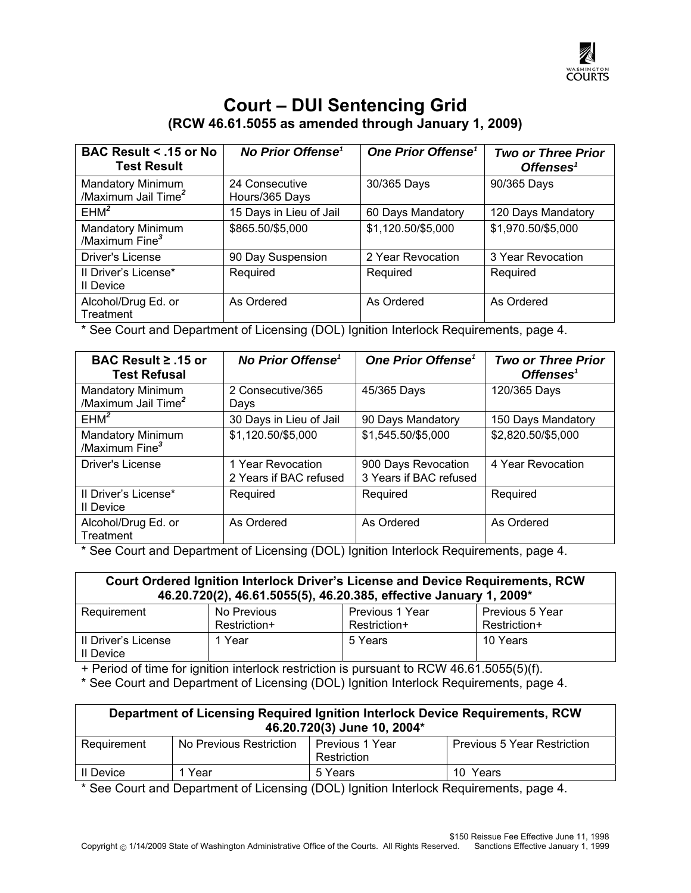# Court – DUI Sentencing Grid

## (RCW 46.61.5055 as amended through January 1, 2009)

| BAC Result < .15 or No Test Result | *No Prior Offense*[1] | *One Prior Offense*[1] | *Two or Three Prior Offenses*[1] |
|---|---|---|---|
| Mandatory Minimum /Maximum Jail Time[2] | 24 Consecutive Hours/365 Days | 30/365 Days | 90/365 Days |
| EHM[2] | 15 Days in Lieu of Jail | 60 Days Mandatory | 120 Days Mandatory |
| Mandatory Minimum /Maximum Fine[3] | $865.50/$5,000 | $1,120.50/$5,000 | $1,970.50/$5,000 |
| Driver's License | 90 Day Suspension | 2 Year Revocation | 3 Year Revocation |
| II Driver's License* II Device | Required | Required | Required |
| Alcohol/Drug Ed. or Treatment | As Ordered | As Ordered | As Ordered |

* See Court and Department of Licensing (DOL) Ignition Interlock Requirements, page 4.

| BAC Result ≥ .15 or Test Refusal | *No Prior Offense*[1] | *One Prior Offense*[1] | *Two or Three Prior Offenses*[1] |
|---|---|---|---|
| Mandatory Minimum /Maximum Jail Time[2] | 2 Consecutive/365 Days | 45/365 Days | 120/365 Days |
| EHM[2] | 30 Days in Lieu of Jail | 90 Days Mandatory | 150 Days Mandatory |
| Mandatory Minimum /Maximum Fine[3] | $1,120.50/$5,000 | $1,545.50/$5,000 | $2,820.50/$5,000 |
| Driver's License | 1 Year Revocation 2 Years if BAC refused | 900 Days Revocation 3 Years if BAC refused | 4 Year Revocation |
| II Driver's License* II Device | Required | Required | Required |
| Alcohol/Drug Ed. or Treatment | As Ordered | As Ordered | As Ordered |

* See Court and Department of Licensing (DOL) Ignition Interlock Requirements, page 4.

| Court Ordered Ignition Interlock Driver's License and Device Requirements, RCW 46.20.720(2), 46.61.5055(5), 46.20.385, effective January 1, 2009* | | | |
|---|---|---|---|
| Requirement | No Previous Restriction+ | Previous 1 Year Restriction+ | Previous 5 Year Restriction+ |
| II Driver's License II Device | 1 Year | 5 Years | 10 Years |

+ Period of time for ignition interlock restriction is pursuant to RCW 46.61.5055(5)(f).

* See Court and Department of Licensing (DOL) Ignition Interlock Requirements, page 4.

| Department of Licensing Required Ignition Interlock Device Requirements, RCW 46.20.720(3) June 10, 2004* | | | |
|---|---|---|---|
| Requirement | No Previous Restriction | Previous 1 Year Restriction | Previous 5 Year Restriction |
| II Device | 1 Year | 5 Years | 10 Years |

* See Court and Department of Licensing (DOL) Ignition Interlock Requirements, page 4.

$150 Reissue Fee Effective June 11, 1998

Copyright © 1/14/2009 State of Washington Administrative Office of the Courts. All Rights Reserved. Sanctions Effective January 1, 1999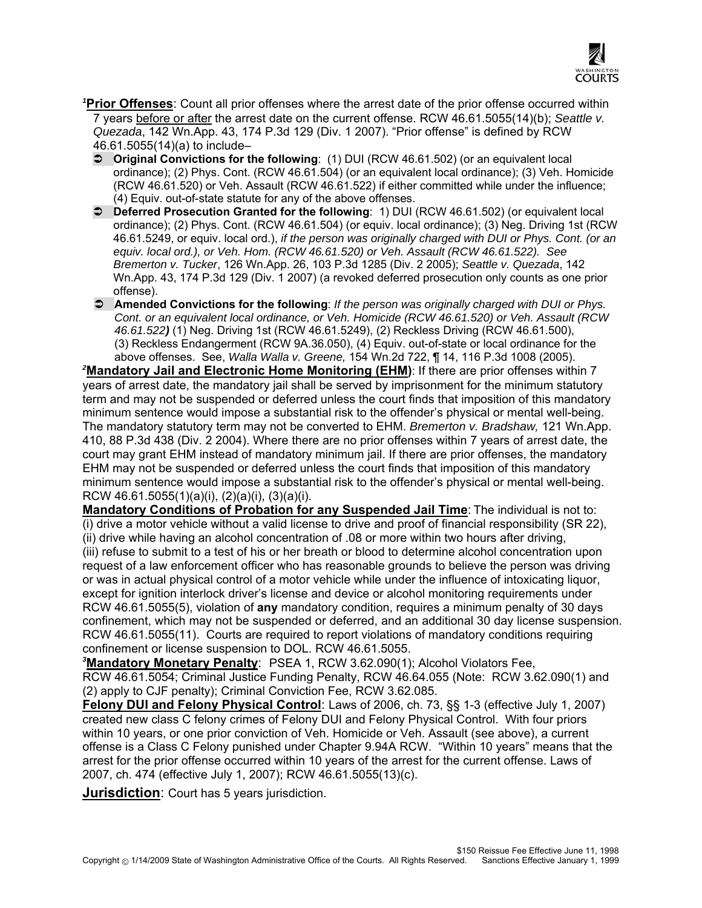[1]**Prior Offenses**: Count all prior offenses where the arrest date of the prior offense occurred within 7 years before or after the arrest date on the current offense. RCW 46.61.5055(14)(b); *Seattle v. Quezada*, 142 Wn.App. 43, 174 P.3d 129 (Div. 1 2007). "Prior offense" is defined by RCW 46.61.5055(14)(a) to include–

- **Original Convictions for the following**: (1) DUI (RCW 46.61.502) (or an equivalent local ordinance); (2) Phys. Cont. (RCW 46.61.504) (or an equivalent local ordinance); (3) Veh. Homicide (RCW 46.61.520) or Veh. Assault (RCW 46.61.522) if either committed while under the influence; (4) Equiv. out-of-state statute for any of the above offenses.
- **Deferred Prosecution Granted for the following**: 1) DUI (RCW 46.61.502) (or equivalent local ordinance); (2) Phys. Cont. (RCW 46.61.504) (or equiv. local ordinance); (3) Neg. Driving 1st (RCW 46.61.5249, or equiv. local ord.), *if the person was originally charged with DUI or Phys. Cont. (or an equiv. local ord.), or Veh. Hom. (RCW 46.61.520) or Veh. Assault (RCW 46.61.522). See Bremerton v. Tucker*, 126 Wn.App. 26, 103 P.3d 1285 (Div. 2 2005); *Seattle v. Quezada*, 142 Wn.App. 43, 174 P.3d 129 (Div. 1 2007) (a revoked deferred prosecution only counts as one prior offense).
- **Amended Convictions for the following**: *If the person was originally charged with DUI or Phys. Cont. or an equivalent local ordinance, or Veh. Homicide (RCW 46.61.520) or Veh. Assault (RCW 46.61.522)* (1) Neg. Driving 1st (RCW 46.61.5249), (2) Reckless Driving (RCW 46.61.500), (3) Reckless Endangerment (RCW 9A.36.050), (4) Equiv. out-of-state or local ordinance for the above offenses. See, *Walla Walla v. Greene,* 154 Wn.2d 722, ¶ 14, 116 P.3d 1008 (2005).

[2]**Mandatory Jail and Electronic Home Monitoring (EHM)**: If there are prior offenses within 7 years of arrest date, the mandatory jail shall be served by imprisonment for the minimum statutory term and may not be suspended or deferred unless the court finds that imposition of this mandatory minimum sentence would impose a substantial risk to the offender's physical or mental well-being. The mandatory statutory term may not be converted to EHM. *Bremerton v. Bradshaw,* 121 Wn.App. 410, 88 P.3d 438 (Div. 2 2004). Where there are no prior offenses within 7 years of arrest date, the court may grant EHM instead of mandatory minimum jail. If there are prior offenses, the mandatory EHM may not be suspended or deferred unless the court finds that imposition of this mandatory minimum sentence would impose a substantial risk to the offender's physical or mental well-being. RCW 46.61.5055(1)(a)(i), (2)(a)(i), (3)(a)(i).

**Mandatory Conditions of Probation for any Suspended Jail Time**: The individual is not to: (i) drive a motor vehicle without a valid license to drive and proof of financial responsibility (SR 22), (ii) drive while having an alcohol concentration of .08 or more within two hours after driving, (iii) refuse to submit to a test of his or her breath or blood to determine alcohol concentration upon request of a law enforcement officer who has reasonable grounds to believe the person was driving or was in actual physical control of a motor vehicle while under the influence of intoxicating liquor, except for ignition interlock driver's license and device or alcohol monitoring requirements under RCW 46.61.5055(5), violation of **any** mandatory condition, requires a minimum penalty of 30 days confinement, which may not be suspended or deferred, and an additional 30 day license suspension. RCW 46.61.5055(11). Courts are required to report violations of mandatory conditions requiring confinement or license suspension to DOL. RCW 46.61.5055.

[3]**Mandatory Monetary Penalty**: PSEA 1, RCW 3.62.090(1); Alcohol Violators Fee, RCW 46.61.5054; Criminal Justice Funding Penalty, RCW 46.64.055 (Note: RCW 3.62.090(1) and (2) apply to CJF penalty); Criminal Conviction Fee, RCW 3.62.085.

**Felony DUI and Felony Physical Control**: Laws of 2006, ch. 73, §§ 1-3 (effective July 1, 2007) created new class C felony crimes of Felony DUI and Felony Physical Control. With four priors within 10 years, or one prior conviction of Veh. Homicide or Veh. Assault (see above), a current offense is a Class C Felony punished under Chapter 9.94A RCW. "Within 10 years" means that the arrest for the prior offense occurred within 10 years of the arrest for the current offense. Laws of 2007, ch. 474 (effective July 1, 2007); RCW 46.61.5055(13)(c).

**Jurisdiction**: Court has 5 years jurisdiction.

$150 Reissue Fee Effective June 11, 1998
Sanctions Effective January 1, 1999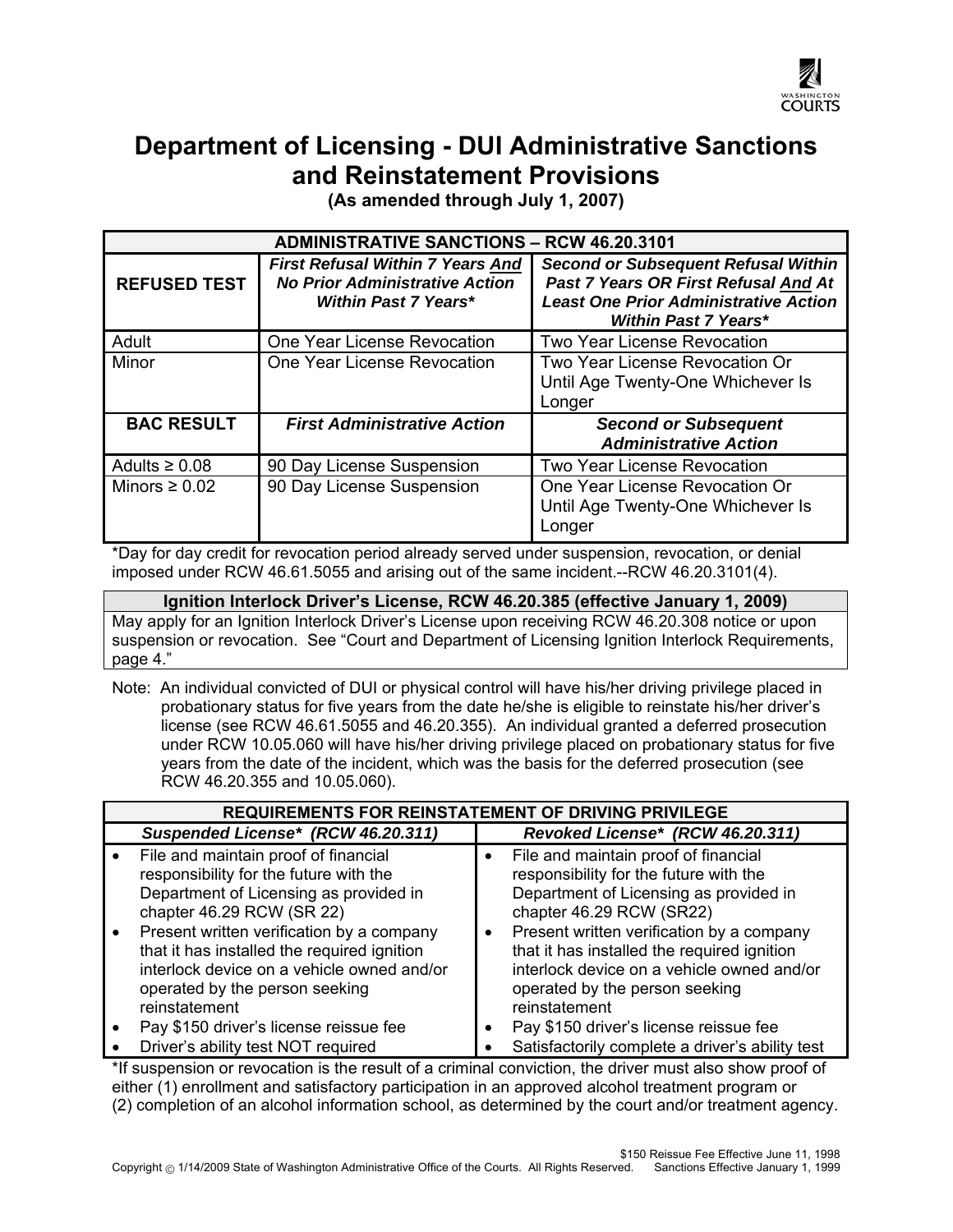# Department of Licensing - DUI Administrative Sanctions and Reinstatement Provisions

**(As amended through July 1, 2007)**

| ADMINISTRATIVE SANCTIONS – RCW 46.20.3101 | | |
|---|---|---|
| **REFUSED TEST** | ***First Refusal Within 7 Years And No Prior Administrative Action Within Past 7 Years**** | ***Second or Subsequent Refusal Within Past 7 Years OR First Refusal And At Least One Prior Administrative Action Within Past 7 Years**** |
| Adult | One Year License Revocation | Two Year License Revocation |
| Minor | One Year License Revocation | Two Year License Revocation Or Until Age Twenty-One Whichever Is Longer |
| **BAC RESULT** | ***First Administrative Action*** | ***Second or Subsequent Administrative Action*** |
| Adults ≥ 0.08 | 90 Day License Suspension | Two Year License Revocation |
| Minors ≥ 0.02 | 90 Day License Suspension | One Year License Revocation Or Until Age Twenty-One Whichever Is Longer |

*Day for day credit for revocation period already served under suspension, revocation, or denial imposed under RCW 46.61.5055 and arising out of the same incident.--RCW 46.20.3101(4).

| Ignition Interlock Driver's License, RCW 46.20.385 (effective January 1, 2009) |
|---|
| May apply for an Ignition Interlock Driver's License upon receiving RCW 46.20.308 notice or upon suspension or revocation. See "Court and Department of Licensing Ignition Interlock Requirements, page 4." |

Note: An individual convicted of DUI or physical control will have his/her driving privilege placed in probationary status for five years from the date he/she is eligible to reinstate his/her driver's license (see RCW 46.61.5055 and 46.20.355). An individual granted a deferred prosecution under RCW 10.05.060 will have his/her driving privilege placed on probationary status for five years from the date of the incident, which was the basis for the deferred prosecution (see RCW 46.20.355 and 10.05.060).

| REQUIREMENTS FOR REINSTATEMENT OF DRIVING PRIVILEGE | |
|---|---|
| ***Suspended License* (RCW 46.20.311)*** | ***Revoked License* (RCW 46.20.311)*** |
| • File and maintain proof of financial responsibility for the future with the Department of Licensing as provided in chapter 46.29 RCW (SR 22)<br>• Present written verification by a company that it has installed the required ignition interlock device on a vehicle owned and/or operated by the person seeking reinstatement<br>• Pay $150 driver's license reissue fee<br>• Driver's ability test NOT required | • File and maintain proof of financial responsibility for the future with the Department of Licensing as provided in chapter 46.29 RCW (SR22)<br>• Present written verification by a company that it has installed the required ignition interlock device on a vehicle owned and/or operated by the person seeking reinstatement<br>• Pay $150 driver's license reissue fee<br>• Satisfactorily complete a driver's ability test |

*If suspension or revocation is the result of a criminal conviction, the driver must also show proof of either (1) enrollment and satisfactory participation in an approved alcohol treatment program or (2) completion of an alcohol information school, as determined by the court and/or treatment agency.

$150 Reissue Fee Effective June 11, 1998
Sanctions Effective January 1, 1999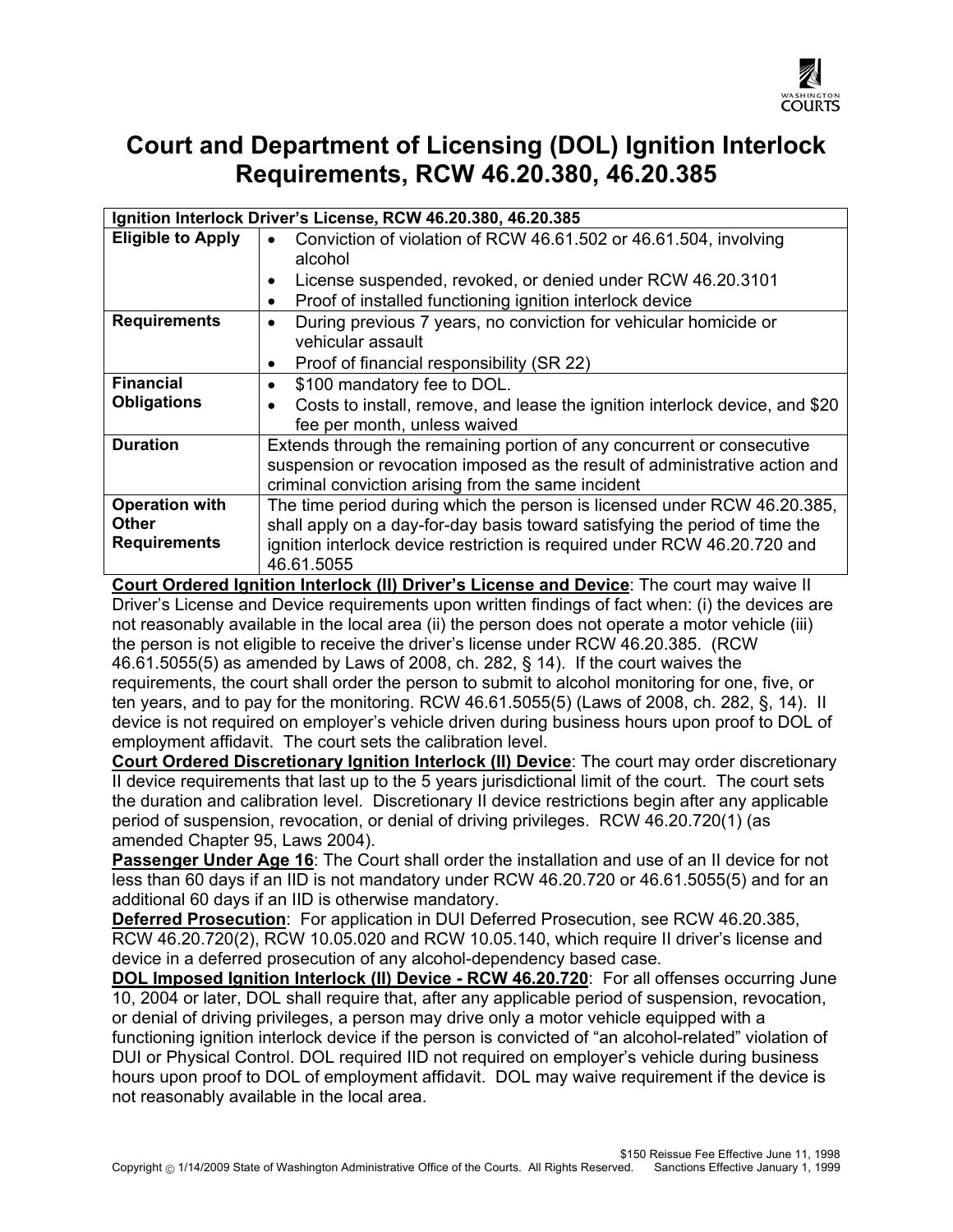# Court and Department of Licensing (DOL) Ignition Interlock Requirements, RCW 46.20.380, 46.20.385

| Ignition Interlock Driver's License, RCW 46.20.380, 46.20.385 | |
|---|---|
| **Eligible to Apply** | • Conviction of violation of RCW 46.61.502 or 46.61.504, involving alcohol<br>• License suspended, revoked, or denied under RCW 46.20.3101<br>• Proof of installed functioning ignition interlock device |
| **Requirements** | • During previous 7 years, no conviction for vehicular homicide or vehicular assault<br>• Proof of financial responsibility (SR 22) |
| **Financial Obligations** | • $100 mandatory fee to DOL.<br>• Costs to install, remove, and lease the ignition interlock device, and $20 fee per month, unless waived |
| **Duration** | Extends through the remaining portion of any concurrent or consecutive suspension or revocation imposed as the result of administrative action and criminal conviction arising from the same incident |
| **Operation with Other Requirements** | The time period during which the person is licensed under RCW 46.20.385, shall apply on a day-for-day basis toward satisfying the period of time the ignition interlock device restriction is required under RCW 46.20.720 and 46.61.5055 |

**Court Ordered Ignition Interlock (II) Driver's License and Device**: The court may waive II Driver's License and Device requirements upon written findings of fact when: (i) the devices are not reasonably available in the local area (ii) the person does not operate a motor vehicle (iii) the person is not eligible to receive the driver's license under RCW 46.20.385. (RCW 46.61.5055(5) as amended by Laws of 2008, ch. 282, § 14). If the court waives the requirements, the court shall order the person to submit to alcohol monitoring for one, five, or ten years, and to pay for the monitoring. RCW 46.61.5055(5) (Laws of 2008, ch. 282, §, 14). II device is not required on employer's vehicle driven during business hours upon proof to DOL of employment affidavit. The court sets the calibration level.

**Court Ordered Discretionary Ignition Interlock (II) Device**: The court may order discretionary II device requirements that last up to the 5 years jurisdictional limit of the court. The court sets the duration and calibration level. Discretionary II device restrictions begin after any applicable period of suspension, revocation, or denial of driving privileges. RCW 46.20.720(1) (as amended Chapter 95, Laws 2004).

**Passenger Under Age 16**: The Court shall order the installation and use of an II device for not less than 60 days if an IID is not mandatory under RCW 46.20.720 or 46.61.5055(5) and for an additional 60 days if an IID is otherwise mandatory.

**Deferred Prosecution**: For application in DUI Deferred Prosecution, see RCW 46.20.385, RCW 46.20.720(2), RCW 10.05.020 and RCW 10.05.140, which require II driver's license and device in a deferred prosecution of any alcohol-dependency based case.

**DOL Imposed Ignition Interlock (II) Device - RCW 46.20.720**: For all offenses occurring June 10, 2004 or later, DOL shall require that, after any applicable period of suspension, revocation, or denial of driving privileges, a person may drive only a motor vehicle equipped with a functioning ignition interlock device if the person is convicted of "an alcohol-related" violation of DUI or Physical Control. DOL required IID not required on employer's vehicle during business hours upon proof to DOL of employment affidavit. DOL may waive requirement if the device is not reasonably available in the local area.

$150 Reissue Fee Effective June 11, 1998
Sanctions Effective January 1, 1999

Copyright © 1/14/2009 State of Washington Administrative Office of the Courts. All Rights Reserved.